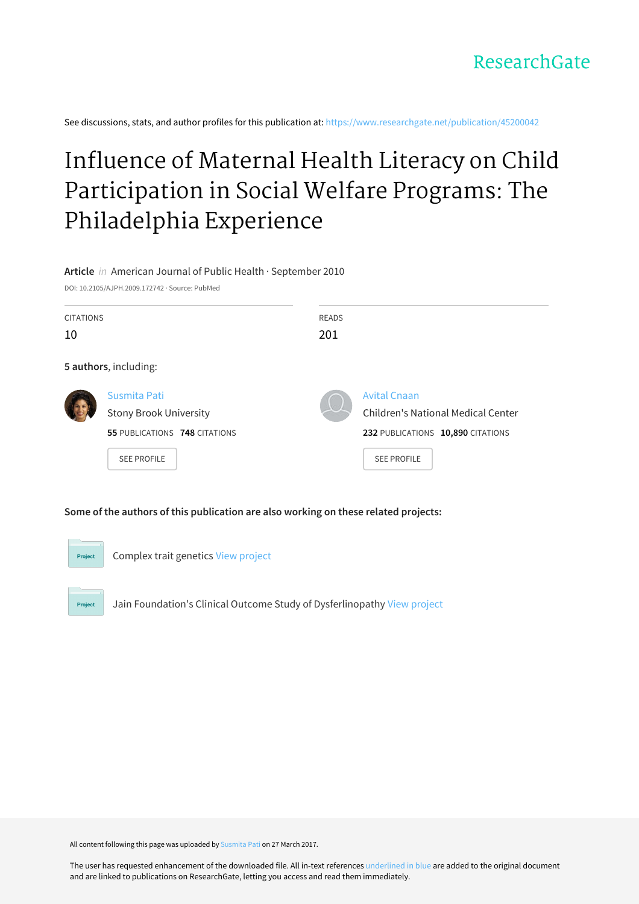ResearchGate

See discussions, stats, and author profiles for this publication at: https://www.researchgate.net/publication/45200042

# Influence of Maternal Health Literacy on Child Participation in Social Welfare Programs: The Philadelphia Experience

**Article** *in* American Journal of Public Health · September 2010

DOI: 10.2105/AJPH.2009.172742 · Source: PubMed

| CITATIONS | READS |
| --- | --- |
| 10 | 201 |

**5 authors**, including:

Susmita Pati
Stony Brook University
**55** PUBLICATIONS **748** CITATIONS
SEE PROFILE

Avital Cnaan
Children's National Medical Center
**232** PUBLICATIONS **10,890** CITATIONS
SEE PROFILE

**Some of the authors of this publication are also working on these related projects:**

Project: Complex trait genetics View project

Project: Jain Foundation's Clinical Outcome Study of Dysferlinopathy View project

All content following this page was uploaded by Susmita Pati on 27 March 2017.

The user has requested enhancement of the downloaded file. All in-text references underlined in blue are added to the original document and are linked to publications on ResearchGate, letting you access and read them immediately.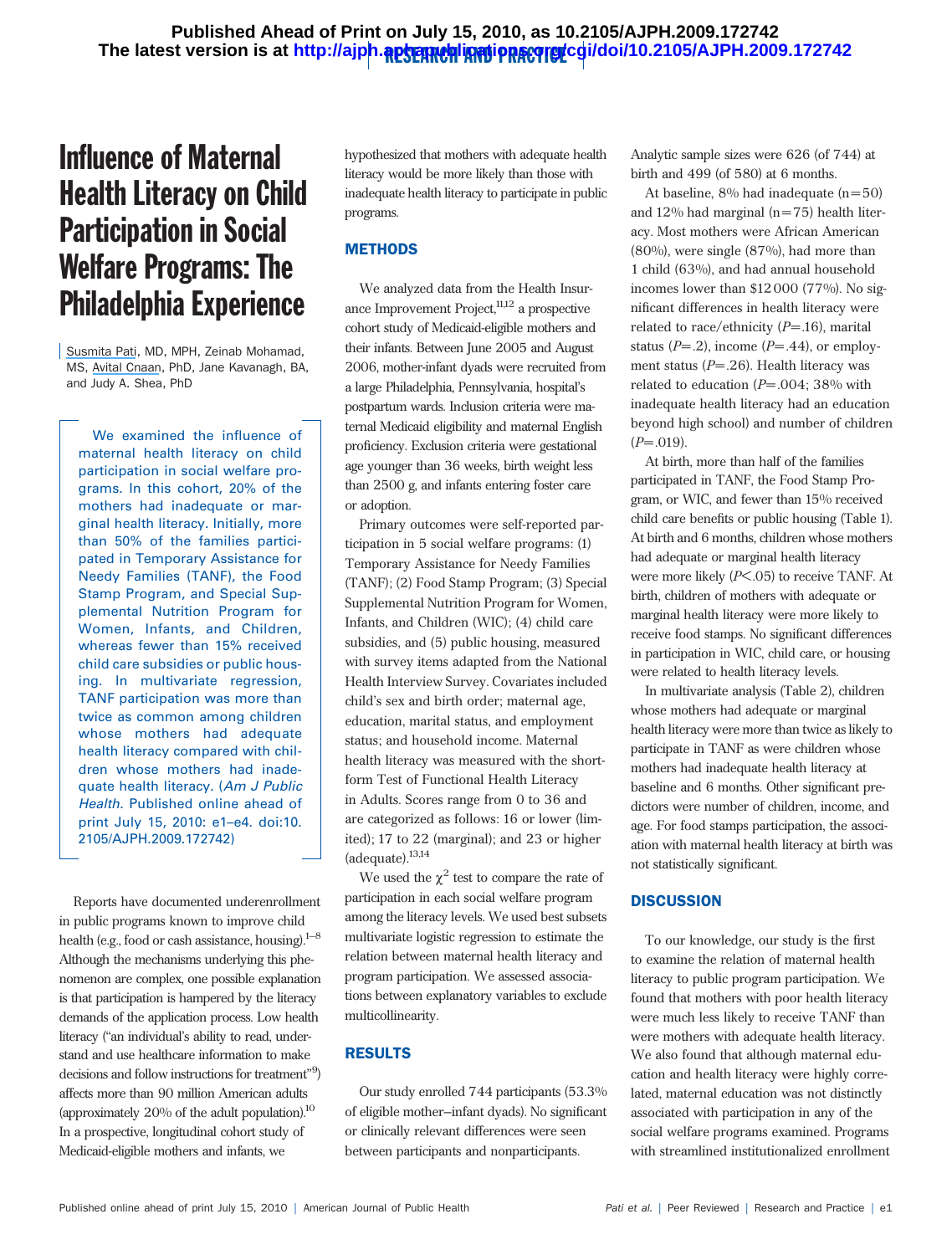# Influence of Maternal Health Literacy on Child Participation in Social Welfare Programs: The Philadelphia Experience

Susmita Pati, MD, MPH, Zeinab Mohamad, MS, Avital Cnaan, PhD, Jane Kavanagh, BA, and Judy A. Shea, PhD

We examined the influence of maternal health literacy on child participation in social welfare programs. In this cohort, 20% of the mothers had inadequate or marginal health literacy. Initially, more than 50% of the families participated in Temporary Assistance for Needy Families (TANF), the Food Stamp Program, and Special Supplemental Nutrition Program for Women, Infants, and Children, whereas fewer than 15% received child care subsidies or public housing. In multivariate regression, TANF participation was more than twice as common among children whose mothers had adequate health literacy compared with children whose mothers had inadequate health literacy. (*Am J Public Health*. Published online ahead of print July 15, 2010: e1–e4. doi:10.2105/AJPH.2009.172742)

Reports have documented underenrollment in public programs known to improve child health (e.g., food or cash assistance, housing).[1–8] Although the mechanisms underlying this phenomenon are complex, one possible explanation is that participation is hampered by the literacy demands of the application process. Low health literacy ("an individual's ability to read, understand and use healthcare information to make decisions and follow instructions for treatment"[9]) affects more than 90 million American adults (approximately 20% of the adult population).[10] In a prospective, longitudinal cohort study of Medicaid-eligible mothers and infants, we hypothesized that mothers with adequate health literacy would be more likely than those with inadequate health literacy to participate in public programs.

## METHODS

We analyzed data from the Health Insurance Improvement Project,[11,12] a prospective cohort study of Medicaid-eligible mothers and their infants. Between June 2005 and August 2006, mother-infant dyads were recruited from a large Philadelphia, Pennsylvania, hospital's postpartum wards. Inclusion criteria were maternal Medicaid eligibility and maternal English proficiency. Exclusion criteria were gestational age younger than 36 weeks, birth weight less than 2500 g, and infants entering foster care or adoption.

Primary outcomes were self-reported participation in 5 social welfare programs: (1) Temporary Assistance for Needy Families (TANF); (2) Food Stamp Program; (3) Special Supplemental Nutrition Program for Women, Infants, and Children (WIC); (4) child care subsidies, and (5) public housing, measured with survey items adapted from the National Health Interview Survey. Covariates included child's sex and birth order; maternal age, education, marital status, and employment status; and household income. Maternal health literacy was measured with the short-form Test of Functional Health Literacy in Adults. Scores range from 0 to 36 and are categorized as follows: 16 or lower (limited); 17 to 22 (marginal); and 23 or higher (adequate).[13,14]

We used the $\chi^2$ test to compare the rate of participation in each social welfare program among the literacy levels. We used best subsets multivariate logistic regression to estimate the relation between maternal health literacy and program participation. We assessed associations between explanatory variables to exclude multicollinearity.

## RESULTS

Our study enrolled 744 participants (53.3% of eligible mother–infant dyads). No significant or clinically relevant differences were seen between participants and nonparticipants. Analytic sample sizes were 626 (of 744) at birth and 499 (of 580) at 6 months.

At baseline, 8% had inadequate (n=50) and 12% had marginal (n=75) health literacy. Most mothers were African American (80%), were single (87%), had more than 1 child (63%), and had annual household incomes lower than \$12 000 (77%). No significant differences in health literacy were related to race/ethnicity ($P=.16$), marital status ($P=.2$), income ($P=.44$), or employment status ($P=.26$). Health literacy was related to education ($P=.004$; 38% with inadequate health literacy had an education beyond high school) and number of children ($P=.019$).

At birth, more than half of the families participated in TANF, the Food Stamp Program, or WIC, and fewer than 15% received child care benefits or public housing (Table 1). At birth and 6 months, children whose mothers had adequate or marginal health literacy were more likely ($P<.05$) to receive TANF. At birth, children of mothers with adequate or marginal health literacy were more likely to receive food stamps. No significant differences in participation in WIC, child care, or housing were related to health literacy levels.

In multivariate analysis (Table 2), children whose mothers had adequate or marginal health literacy were more than twice as likely to participate in TANF as were children whose mothers had inadequate health literacy at baseline and 6 months. Other significant predictors were number of children, income, and age. For food stamps participation, the association with maternal health literacy at birth was not statistically significant.

## DISCUSSION

To our knowledge, our study is the first to examine the relation of maternal health literacy to public program participation. We found that mothers with poor health literacy were much less likely to receive TANF than were mothers with adequate health literacy. We also found that although maternal education and health literacy were highly correlated, maternal education was not distinctly associated with participation in any of the social welfare programs examined. Programs with streamlined institutionalized enrollment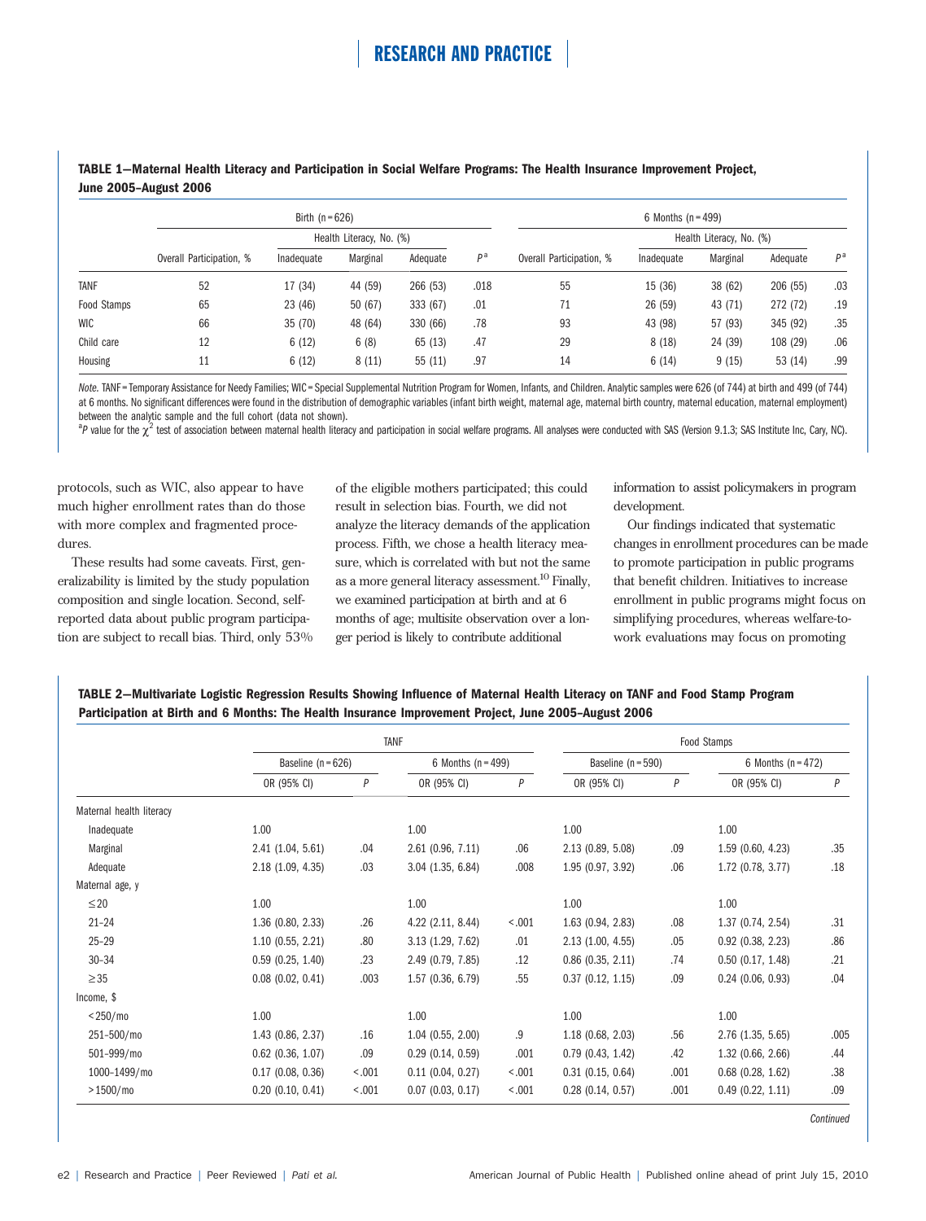**TABLE 1—Maternal Health Literacy and Participation in Social Welfare Programs: The Health Insurance Improvement Project, June 2005–August 2006**

| | Birth (n = 626) | | | | | 6 Months (n = 499) | | | | |
|---|---|---|---|---|---|---|---|---|---|---|
| | | Health Literacy, No. (%) | | | | | Health Literacy, No. (%) | | | |
| | Overall Participation, % | Inadequate | Marginal | Adequate | $P$[a] | Overall Participation, % | Inadequate | Marginal | Adequate | $P$[a] |
| TANF | 52 | 17 (34) | 44 (59) | 266 (53) | .018 | 55 | 15 (36) | 38 (62) | 206 (55) | .03 |
| Food Stamps | 65 | 23 (46) | 50 (67) | 333 (67) | .01 | 71 | 26 (59) | 43 (71) | 272 (72) | .19 |
| WIC | 66 | 35 (70) | 48 (64) | 330 (66) | .78 | 93 | 43 (98) | 57 (93) | 345 (92) | .35 |
| Child care | 12 | 6 (12) | 6 (8) | 65 (13) | .47 | 29 | 8 (18) | 24 (39) | 108 (29) | .06 |
| Housing | 11 | 6 (12) | 8 (11) | 55 (11) | .97 | 14 | 6 (14) | 9 (15) | 53 (14) | .99 |

*Note.* TANF = Temporary Assistance for Needy Families; WIC = Special Supplemental Nutrition Program for Women, Infants, and Children. Analytic samples were 626 (of 744) at birth and 499 (of 744) at 6 months. No significant differences were found in the distribution of demographic variables (infant birth weight, maternal age, maternal birth country, maternal education, maternal employment) between the analytic sample and the full cohort (data not shown).

[a] $P$ value for the $\chi^2$ test of association between maternal health literacy and participation in social welfare programs. All analyses were conducted with SAS (Version 9.1.3; SAS Institute Inc, Cary, NC).

protocols, such as WIC, also appear to have much higher enrollment rates than do those with more complex and fragmented procedures.

These results had some caveats. First, generalizability is limited by the study population composition and single location. Second, self-reported data about public program participation are subject to recall bias. Third, only 53% of the eligible mothers participated; this could result in selection bias. Fourth, we did not analyze the literacy demands of the application process. Fifth, we chose a health literacy measure, which is correlated with but not the same as a more general literacy assessment.[10] Finally, we examined participation at birth and at 6 months of age; multisite observation over a longer period is likely to contribute additional information to assist policymakers in program development.

Our findings indicated that systematic changes in enrollment procedures can be made to promote participation in public programs that benefit children. Initiatives to increase enrollment in public programs might focus on simplifying procedures, whereas welfare-to-work evaluations may focus on promoting

**TABLE 2—Multivariate Logistic Regression Results Showing Influence of Maternal Health Literacy on TANF and Food Stamp Program Participation at Birth and 6 Months: The Health Insurance Improvement Project, June 2005–August 2006**

| | TANF | | | | Food Stamps | | | |
|---|---|---|---|---|---|---|---|---|
| | Baseline (n = 626) | | 6 Months (n = 499) | | Baseline (n = 590) | | 6 Months (n = 472) | |
| | OR (95% CI) | $P$ | OR (95% CI) | $P$ | OR (95% CI) | $P$ | OR (95% CI) | $P$ |
| Maternal health literacy | | | | | | | | |
| Inadequate | 1.00 | | 1.00 | | 1.00 | | 1.00 | |
| Marginal | 2.41 (1.04, 5.61) | .04 | 2.61 (0.96, 7.11) | .06 | 2.13 (0.89, 5.08) | .09 | 1.59 (0.60, 4.23) | .35 |
| Adequate | 2.18 (1.09, 4.35) | .03 | 3.04 (1.35, 6.84) | .008 | 1.95 (0.97, 3.92) | .06 | 1.72 (0.78, 3.77) | .18 |
| Maternal age, y | | | | | | | | |
| ≤20 | 1.00 | | 1.00 | | 1.00 | | 1.00 | |
| 21–24 | 1.36 (0.80, 2.33) | .26 | 4.22 (2.11, 8.44) | <.001 | 1.63 (0.94, 2.83) | .08 | 1.37 (0.74, 2.54) | .31 |
| 25–29 | 1.10 (0.55, 2.21) | .80 | 3.13 (1.29, 7.62) | .01 | 2.13 (1.00, 4.55) | .05 | 0.92 (0.38, 2.23) | .86 |
| 30–34 | 0.59 (0.25, 1.40) | .23 | 2.49 (0.79, 7.85) | .12 | 0.86 (0.35, 2.11) | .74 | 0.50 (0.17, 1.48) | .21 |
| ≥35 | 0.08 (0.02, 0.41) | .003 | 1.57 (0.36, 6.79) | .55 | 0.37 (0.12, 1.15) | .09 | 0.24 (0.06, 0.93) | .04 |
| Income, $ | | | | | | | | |
| <250/mo | 1.00 | | 1.00 | | 1.00 | | 1.00 | |
| 251–500/mo | 1.43 (0.86, 2.37) | .16 | 1.04 (0.55, 2.00) | .9 | 1.18 (0.68, 2.03) | .56 | 2.76 (1.35, 5.65) | .005 |
| 501–999/mo | 0.62 (0.36, 1.07) | .09 | 0.29 (0.14, 0.59) | .001 | 0.79 (0.43, 1.42) | .42 | 1.32 (0.66, 2.66) | .44 |
| 1000–1499/mo | 0.17 (0.08, 0.36) | <.001 | 0.11 (0.04, 0.27) | <.001 | 0.31 (0.15, 0.64) | .001 | 0.68 (0.28, 1.62) | .38 |
| >1500/mo | 0.20 (0.10, 0.41) | <.001 | 0.07 (0.03, 0.17) | <.001 | 0.28 (0.14, 0.57) | .001 | 0.49 (0.22, 1.11) | .09 |

*Continued*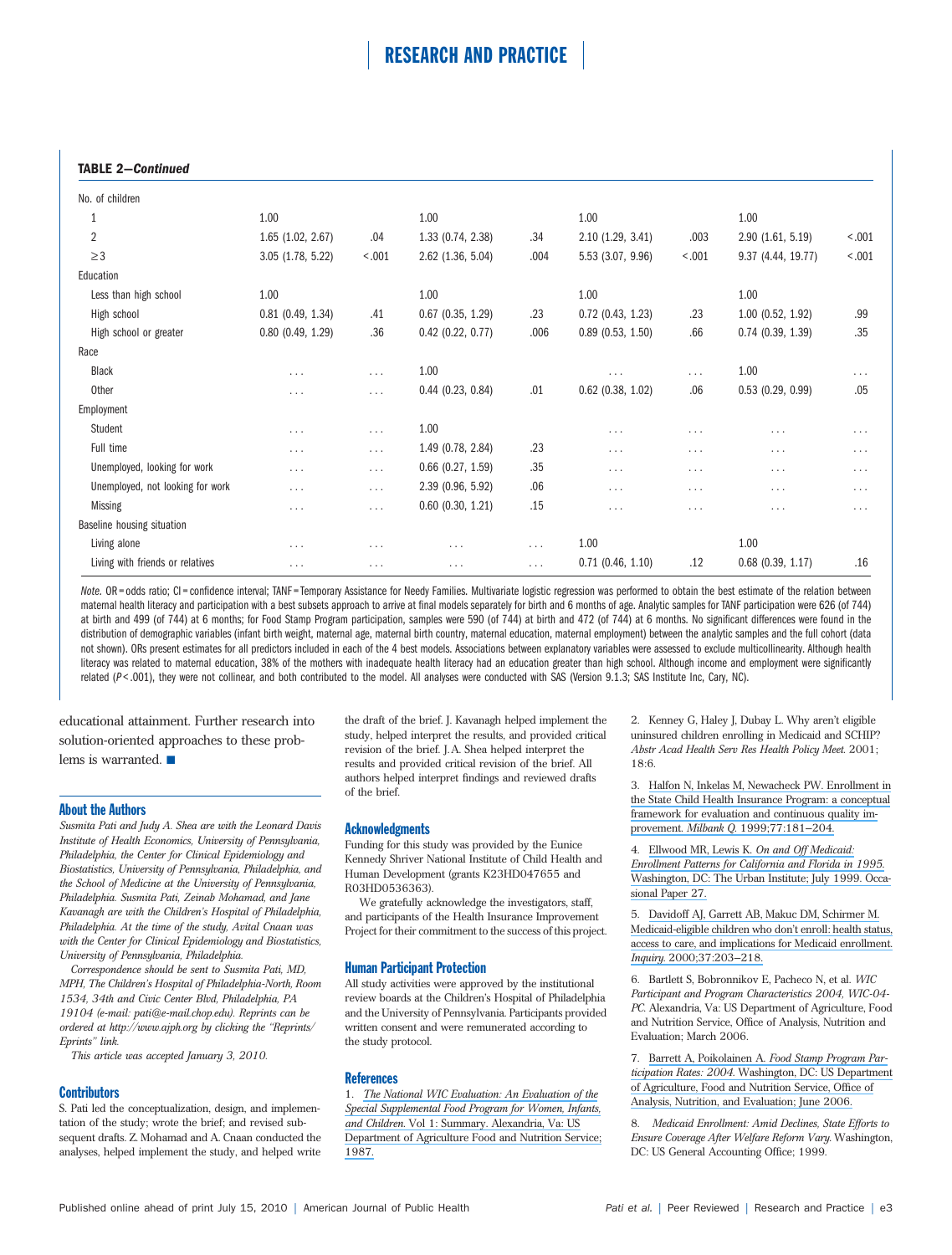**TABLE 2—Continued**

| | | | | | | | | |
|---|---|---|---|---|---|---|---|---|
| No. of children | | | | | | | | |
| 1 | 1.00 | | 1.00 | | 1.00 | | 1.00 | |
| 2 | 1.65 (1.02, 2.67) | .04 | 1.33 (0.74, 2.38) | .34 | 2.10 (1.29, 3.41) | .003 | 2.90 (1.61, 5.19) | <.001 |
| ≥3 | 3.05 (1.78, 5.22) | <.001 | 2.62 (1.36, 5.04) | .004 | 5.53 (3.07, 9.96) | <.001 | 9.37 (4.44, 19.77) | <.001 |
| Education | | | | | | | | |
| Less than high school | 1.00 | | 1.00 | | 1.00 | | 1.00 | |
| High school | 0.81 (0.49, 1.34) | .41 | 0.67 (0.35, 1.29) | .23 | 0.72 (0.43, 1.23) | .23 | 1.00 (0.52, 1.92) | .99 |
| High school or greater | 0.80 (0.49, 1.29) | .36 | 0.42 (0.22, 0.77) | .006 | 0.89 (0.53, 1.50) | .66 | 0.74 (0.39, 1.39) | .35 |
| Race | | | | | | | | |
| Black | ... | ... | 1.00 | | ... | ... | 1.00 | ... |
| Other | ... | ... | 0.44 (0.23, 0.84) | .01 | 0.62 (0.38, 1.02) | .06 | 0.53 (0.29, 0.99) | .05 |
| Employment | | | | | | | | |
| Student | ... | ... | 1.00 | | ... | ... | ... | ... |
| Full time | ... | ... | 1.49 (0.78, 2.84) | .23 | ... | ... | ... | ... |
| Unemployed, looking for work | ... | ... | 0.66 (0.27, 1.59) | .35 | ... | ... | ... | ... |
| Unemployed, not looking for work | ... | ... | 2.39 (0.96, 5.92) | .06 | ... | ... | ... | ... |
| Missing | ... | ... | 0.60 (0.30, 1.21) | .15 | ... | ... | ... | ... |
| Baseline housing situation | | | | | | | | |
| Living alone | ... | ... | ... | ... | 1.00 | | 1.00 | |
| Living with friends or relatives | ... | ... | ... | ... | 0.71 (0.46, 1.10) | .12 | 0.68 (0.39, 1.17) | .16 |

*Note.* OR = odds ratio; CI = confidence interval; TANF = Temporary Assistance for Needy Families. Multivariate logistic regression was performed to obtain the best estimate of the relation between maternal health literacy and participation with a best subsets approach to arrive at final models separately for birth and 6 months of age. Analytic samples for TANF participation were 626 (of 744) at birth and 499 (of 744) at 6 months; for Food Stamp Program participation, samples were 590 (of 744) at birth and 472 (of 744) at 6 months. No significant differences were found in the distribution of demographic variables (infant birth weight, maternal age, maternal birth country, maternal education, maternal employment) between the analytic samples and the full cohort (data not shown). ORs present estimates for all predictors included in each of the 4 best models. Associations between explanatory variables were assessed to exclude multicollinearity. Although health literacy was related to maternal education, 38% of the mothers with inadequate health literacy had an education greater than high school. Although income and employment were significantly related ($P < .001$), they were not collinear, and both contributed to the model. All analyses were conducted with SAS (Version 9.1.3; SAS Institute Inc, Cary, NC).

educational attainment. Further research into solution-oriented approaches to these problems is warranted. ■

## About the Authors

*Susmita Pati and Judy A. Shea are with the Leonard Davis Institute of Health Economics, University of Pennsylvania, Philadelphia, the Center for Clinical Epidemiology and Biostatistics, University of Pennsylvania, Philadelphia, and the School of Medicine at the University of Pennsylvania, Philadelphia. Susmita Pati, Zeinab Mohamad, and Jane Kavanagh are with the Children's Hospital of Philadelphia, Philadelphia. At the time of the study, Avital Cnaan was with the Center for Clinical Epidemiology and Biostatistics, University of Pennsylvania, Philadelphia.*

*Correspondence should be sent to Susmita Pati, MD, MPH, The Children's Hospital of Philadelphia-North, Room 1534, 34th and Civic Center Blvd, Philadelphia, PA 19104 (e-mail: pati@e-mail.chop.edu). Reprints can be ordered at http://www.ajph.org by clicking the "Reprints/Eprints" link.*

*This article was accepted January 3, 2010.*

## Contributors

S. Pati led the conceptualization, design, and implementation of the study; wrote the brief; and revised subsequent drafts. Z. Mohamad and A. Cnaan conducted the analyses, helped implement the study, and helped write the draft of the brief. J. Kavanagh helped implement the study, helped interpret the results, and provided critical revision of the brief. J.A. Shea helped interpret the results and provided critical revision of the brief. All authors helped interpret findings and reviewed drafts of the brief.

## Acknowledgments

Funding for this study was provided by the Eunice Kennedy Shriver National Institute of Child Health and Human Development (grants K23HD047655 and R03HD0536363).

We gratefully acknowledge the investigators, staff, and participants of the Health Insurance Improvement Project for their commitment to the success of this project.

## Human Participant Protection

All study activities were approved by the institutional review boards at the Children's Hospital of Philadelphia and the University of Pennsylvania. Participants provided written consent and were remunerated according to the study protocol.

## References

1. *The National WIC Evaluation: An Evaluation of the Special Supplemental Food Program for Women, Infants, and Children.* Vol 1: Summary. Alexandria, Va: US Department of Agriculture Food and Nutrition Service; 1987.

2. Kenney G, Haley J, Dubay L. Why aren't eligible uninsured children enrolling in Medicaid and SCHIP? *Abstr Acad Health Serv Res Health Policy Meet.* 2001; 18:6.

3. Halfon N, Inkelas M, Newacheck PW. Enrollment in the State Child Health Insurance Program: a conceptual framework for evaluation and continuous quality improvement. *Milbank Q.* 1999;77:181–204.

4. Ellwood MR, Lewis K. *On and Off Medicaid: Enrollment Patterns for California and Florida in 1995.* Washington, DC: The Urban Institute; July 1999. Occasional Paper 27.

5. Davidoff AJ, Garrett AB, Makuc DM, Schirmer M. Medicaid-eligible children who don't enroll: health status, access to care, and implications for Medicaid enrollment. *Inquiry.* 2000;37:203–218.

6. Bartlett S, Bobronnikov E, Pacheco N, et al. *WIC Participant and Program Characteristics 2004, WIC-04-PC.* Alexandria, Va: US Department of Agriculture, Food and Nutrition Service, Office of Analysis, Nutrition and Evaluation; March 2006.

7. Barrett A, Poikolainen A. *Food Stamp Program Participation Rates: 2004.* Washington, DC: US Department of Agriculture, Food and Nutrition Service, Office of Analysis, Nutrition, and Evaluation; June 2006.

8. *Medicaid Enrollment: Amid Declines, State Efforts to Ensure Coverage After Welfare Reform Vary.* Washington, DC: US General Accounting Office; 1999.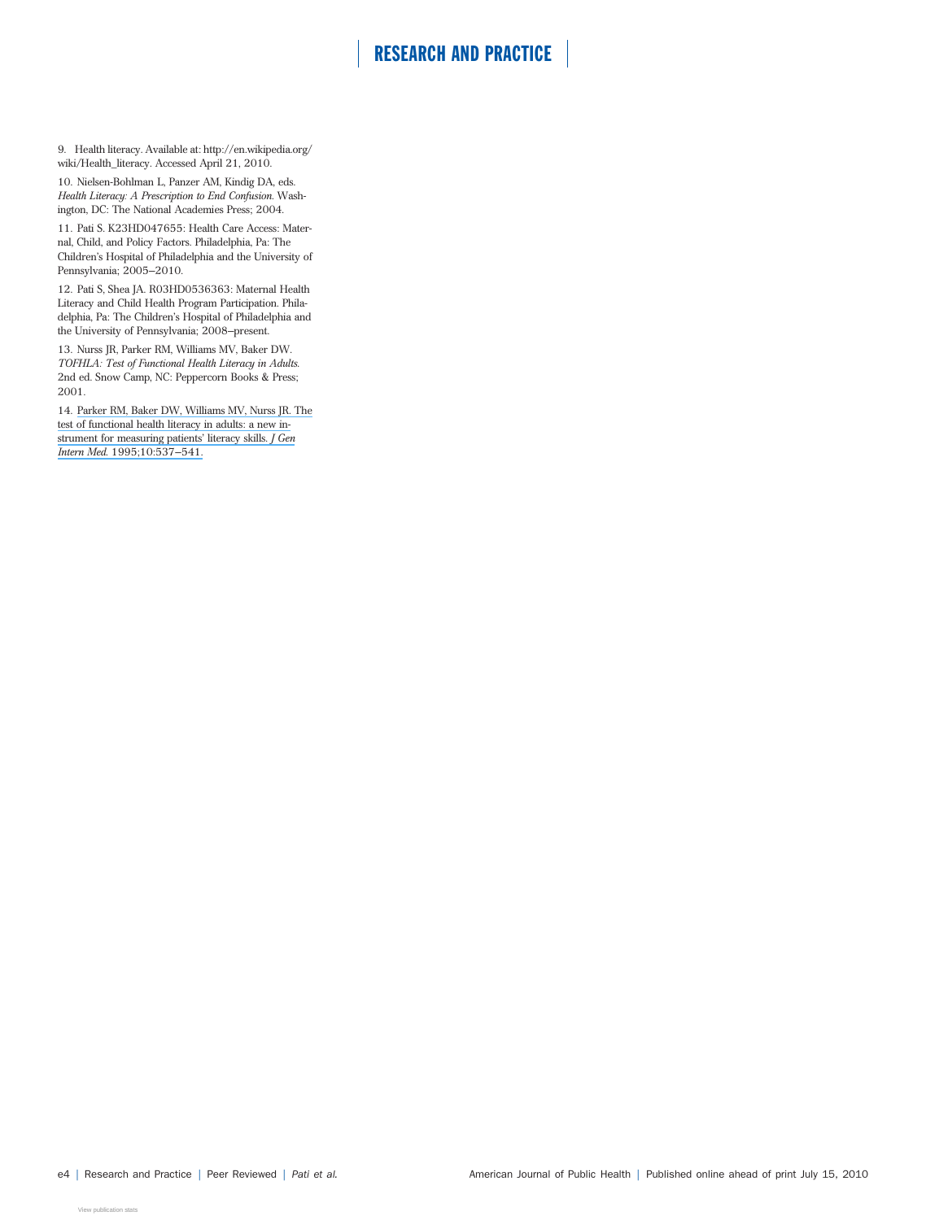9. Health literacy. Available at: http://en.wikipedia.org/wiki/Health_literacy. Accessed April 21, 2010.

10. Nielsen-Bohlman L, Panzer AM, Kindig DA, eds. *Health Literacy: A Prescription to End Confusion.* Washington, DC: The National Academies Press; 2004.

11. Pati S. K23HD047655: Health Care Access: Maternal, Child, and Policy Factors. Philadelphia, Pa: The Children's Hospital of Philadelphia and the University of Pennsylvania; 2005–2010.

12. Pati S, Shea JA. R03HD0536363: Maternal Health Literacy and Child Health Program Participation. Philadelphia, Pa: The Children's Hospital of Philadelphia and the University of Pennsylvania; 2008–present.

13. Nurss JR, Parker RM, Williams MV, Baker DW. *TOFHLA: Test of Functional Health Literacy in Adults.* 2nd ed. Snow Camp, NC: Peppercorn Books & Press; 2001.

14. Parker RM, Baker DW, Williams MV, Nurss JR. The test of functional health literacy in adults: a new instrument for measuring patients' literacy skills. *J Gen Intern Med.* 1995;10:537–541.